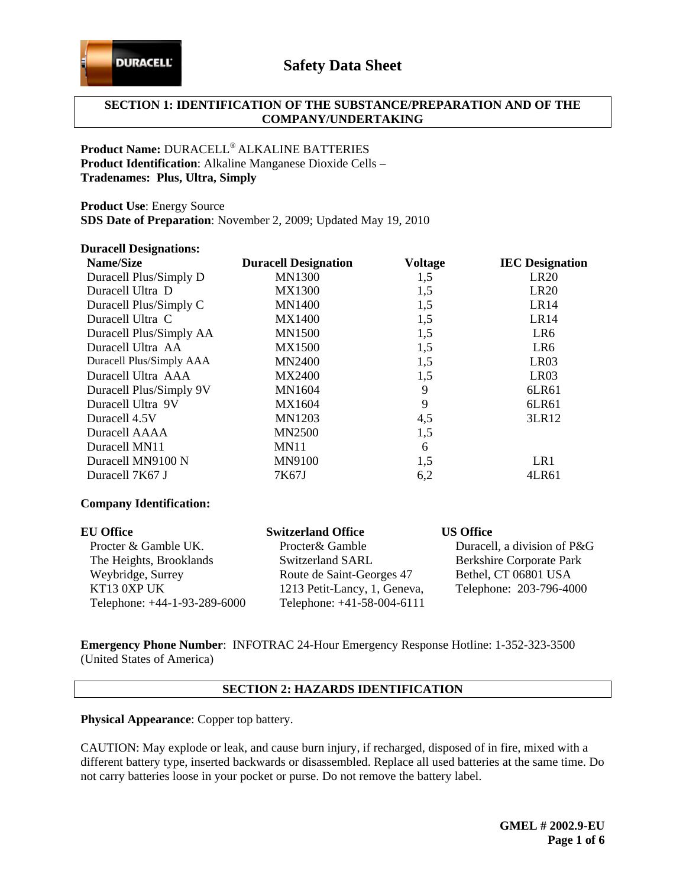# Safety Data Sheet

## SECTION 1: IDENTIFICATION OF THE SUBSTANCE/PREPARATION AND OF THE COMPANY/UNDERTAKING

**Product Name:** DURACELL® ALKALINE BATTERIES
**Product Identification**: Alkaline Manganese Dioxide Cells –
**Tradenames: Plus, Ultra, Simply**

**Product Use**: Energy Source
**SDS Date of Preparation**: November 2, 2009; Updated May 19, 2010

**Duracell Designations:**

| Name/Size | Duracell Designation | Voltage | IEC Designation |
|---|---|---|---|
| Duracell Plus/Simply D | MN1300 | 1,5 | LR20 |
| Duracell Ultra D | MX1300 | 1,5 | LR20 |
| Duracell Plus/Simply C | MN1400 | 1,5 | LR14 |
| Duracell Ultra C | MX1400 | 1,5 | LR14 |
| Duracell Plus/Simply AA | MN1500 | 1,5 | LR6 |
| Duracell Ultra AA | MX1500 | 1,5 | LR6 |
| Duracell Plus/Simply AAA | MN2400 | 1,5 | LR03 |
| Duracell Ultra AAA | MX2400 | 1,5 | LR03 |
| Duracell Plus/Simply 9V | MN1604 | 9 | 6LR61 |
| Duracell Ultra 9V | MX1604 | 9 | 6LR61 |
| Duracell 4.5V | MN1203 | 4,5 | 3LR12 |
| Duracell AAAA | MN2500 | 1,5 | |
| Duracell MN11 | MN11 | 6 | |
| Duracell MN9100 N | MN9100 | 1,5 | LR1 |
| Duracell 7K67 J | 7K67J | 6,2 | 4LR61 |

**Company Identification:**

**EU Office**
Procter & Gamble UK.
The Heights, Brooklands
Weybridge, Surrey
KT13 0XP UK
Telephone: +44-1-93-289-6000

**Switzerland Office**
Procter& Gamble
Switzerland SARL
Route de Saint-Georges 47
1213 Petit-Lancy, 1, Geneva,
Telephone: +41-58-004-6111

**US Office**
Duracell, a division of P&G
Berkshire Corporate Park
Bethel, CT 06801 USA
Telephone: 203-796-4000

**Emergency Phone Number**: INFOTRAC 24-Hour Emergency Response Hotline: 1-352-323-3500 (United States of America)

## SECTION 2: HAZARDS IDENTIFICATION

**Physical Appearance**: Copper top battery.

CAUTION: May explode or leak, and cause burn injury, if recharged, disposed of in fire, mixed with a different battery type, inserted backwards or disassembled. Replace all used batteries at the same time. Do not carry batteries loose in your pocket or purse. Do not remove the battery label.

**GMEL # 2002.9-EU**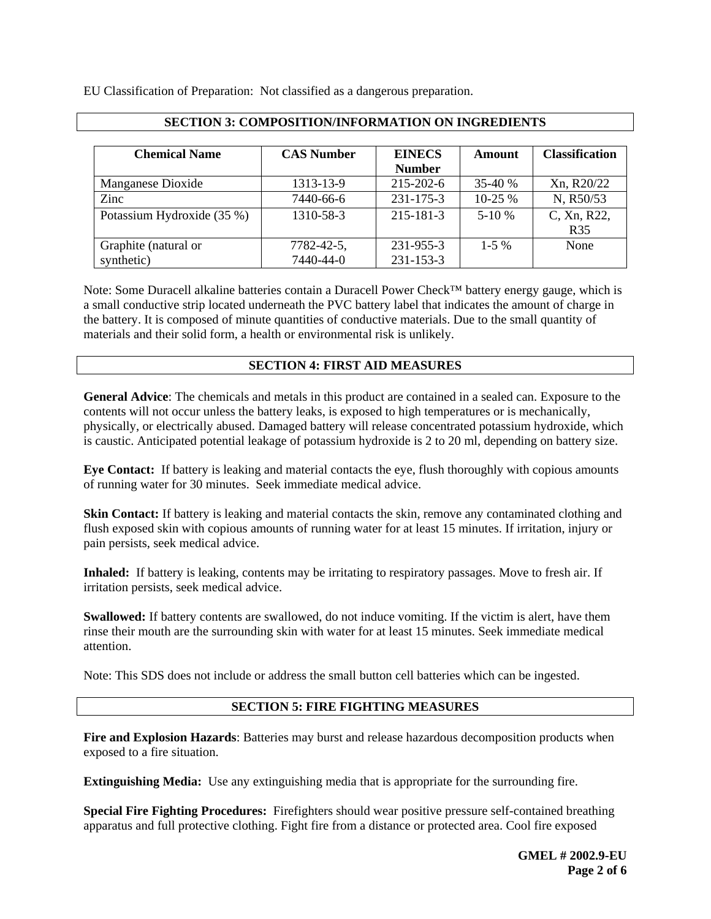EU Classification of Preparation: Not classified as a dangerous preparation.

## SECTION 3: COMPOSITION/INFORMATION ON INGREDIENTS

| Chemical Name | CAS Number | EINECS Number | Amount | Classification |
|---|---|---|---|---|
| Manganese Dioxide | 1313-13-9 | 215-202-6 | 35-40 % | Xn, R20/22 |
| Zinc | 7440-66-6 | 231-175-3 | 10-25 % | N, R50/53 |
| Potassium Hydroxide (35 %) | 1310-58-3 | 215-181-3 | 5-10 % | C, Xn, R22, R35 |
| Graphite (natural or synthetic) | 7782-42-5, 7440-44-0 | 231-955-3 231-153-3 | 1-5 % | None |

Note: Some Duracell alkaline batteries contain a Duracell Power Check™ battery energy gauge, which is a small conductive strip located underneath the PVC battery label that indicates the amount of charge in the battery. It is composed of minute quantities of conductive materials. Due to the small quantity of materials and their solid form, a health or environmental risk is unlikely.

## SECTION 4: FIRST AID MEASURES

**General Advice**: The chemicals and metals in this product are contained in a sealed can. Exposure to the contents will not occur unless the battery leaks, is exposed to high temperatures or is mechanically, physically, or electrically abused. Damaged battery will release concentrated potassium hydroxide, which is caustic. Anticipated potential leakage of potassium hydroxide is 2 to 20 ml, depending on battery size.

**Eye Contact:** If battery is leaking and material contacts the eye, flush thoroughly with copious amounts of running water for 30 minutes. Seek immediate medical advice.

**Skin Contact:** If battery is leaking and material contacts the skin, remove any contaminated clothing and flush exposed skin with copious amounts of running water for at least 15 minutes. If irritation, injury or pain persists, seek medical advice.

**Inhaled:** If battery is leaking, contents may be irritating to respiratory passages. Move to fresh air. If irritation persists, seek medical advice.

**Swallowed:** If battery contents are swallowed, do not induce vomiting. If the victim is alert, have them rinse their mouth are the surrounding skin with water for at least 15 minutes. Seek immediate medical attention.

Note: This SDS does not include or address the small button cell batteries which can be ingested.

## SECTION 5: FIRE FIGHTING MEASURES

**Fire and Explosion Hazards**: Batteries may burst and release hazardous decomposition products when exposed to a fire situation.

**Extinguishing Media:** Use any extinguishing media that is appropriate for the surrounding fire.

**Special Fire Fighting Procedures:** Firefighters should wear positive pressure self-contained breathing apparatus and full protective clothing. Fight fire from a distance or protected area. Cool fire exposed

**GMEL # 2002.9-EU**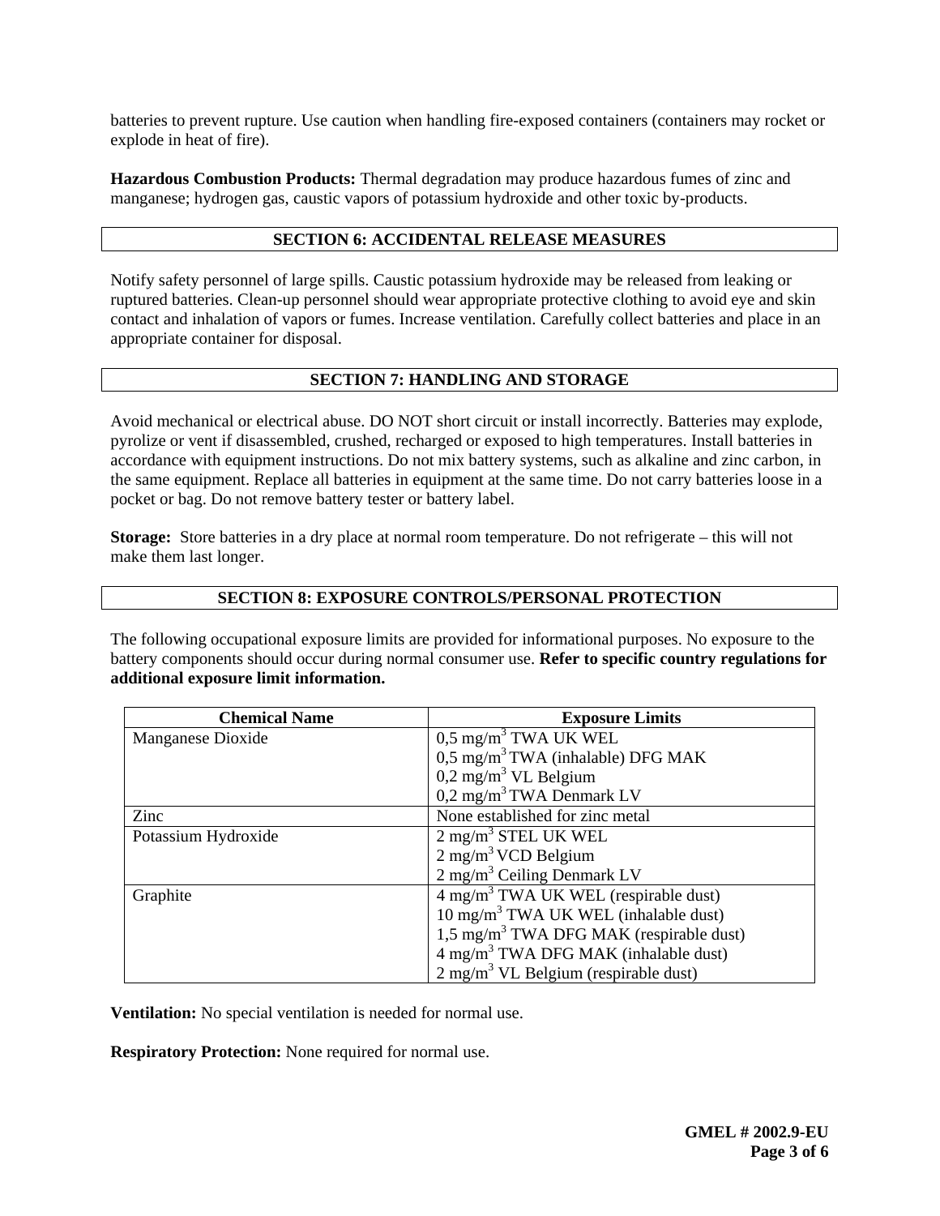batteries to prevent rupture. Use caution when handling fire-exposed containers (containers may rocket or explode in heat of fire).

**Hazardous Combustion Products:** Thermal degradation may produce hazardous fumes of zinc and manganese; hydrogen gas, caustic vapors of potassium hydroxide and other toxic by-products.

## SECTION 6: ACCIDENTAL RELEASE MEASURES

Notify safety personnel of large spills. Caustic potassium hydroxide may be released from leaking or ruptured batteries. Clean-up personnel should wear appropriate protective clothing to avoid eye and skin contact and inhalation of vapors or fumes. Increase ventilation. Carefully collect batteries and place in an appropriate container for disposal.

## SECTION 7: HANDLING AND STORAGE

Avoid mechanical or electrical abuse. DO NOT short circuit or install incorrectly. Batteries may explode, pyrolize or vent if disassembled, crushed, recharged or exposed to high temperatures. Install batteries in accordance with equipment instructions. Do not mix battery systems, such as alkaline and zinc carbon, in the same equipment. Replace all batteries in equipment at the same time. Do not carry batteries loose in a pocket or bag. Do not remove battery tester or battery label.

**Storage:** Store batteries in a dry place at normal room temperature. Do not refrigerate – this will not make them last longer.

## SECTION 8: EXPOSURE CONTROLS/PERSONAL PROTECTION

The following occupational exposure limits are provided for informational purposes. No exposure to the battery components should occur during normal consumer use. **Refer to specific country regulations for additional exposure limit information.**

| Chemical Name | Exposure Limits |
|---|---|
| Manganese Dioxide | 0,5 mg/m$^3$ TWA UK WEL<br>0,5 mg/m$^3$ TWA (inhalable) DFG MAK<br>0,2 mg/m$^3$ VL Belgium<br>0,2 mg/m$^3$ TWA Denmark LV |
| Zinc | None established for zinc metal |
| Potassium Hydroxide | 2 mg/m$^3$ STEL UK WEL<br>2 mg/m$^3$ VCD Belgium<br>2 mg/m$^3$ Ceiling Denmark LV |
| Graphite | 4 mg/m$^3$ TWA UK WEL (respirable dust)<br>10 mg/m$^3$ TWA UK WEL (inhalable dust)<br>1,5 mg/m$^3$ TWA DFG MAK (respirable dust)<br>4 mg/m$^3$ TWA DFG MAK (inhalable dust)<br>2 mg/m$^3$ VL Belgium (respirable dust) |

**Ventilation:** No special ventilation is needed for normal use.

**Respiratory Protection:** None required for normal use.

GMEL # 2002.9-EU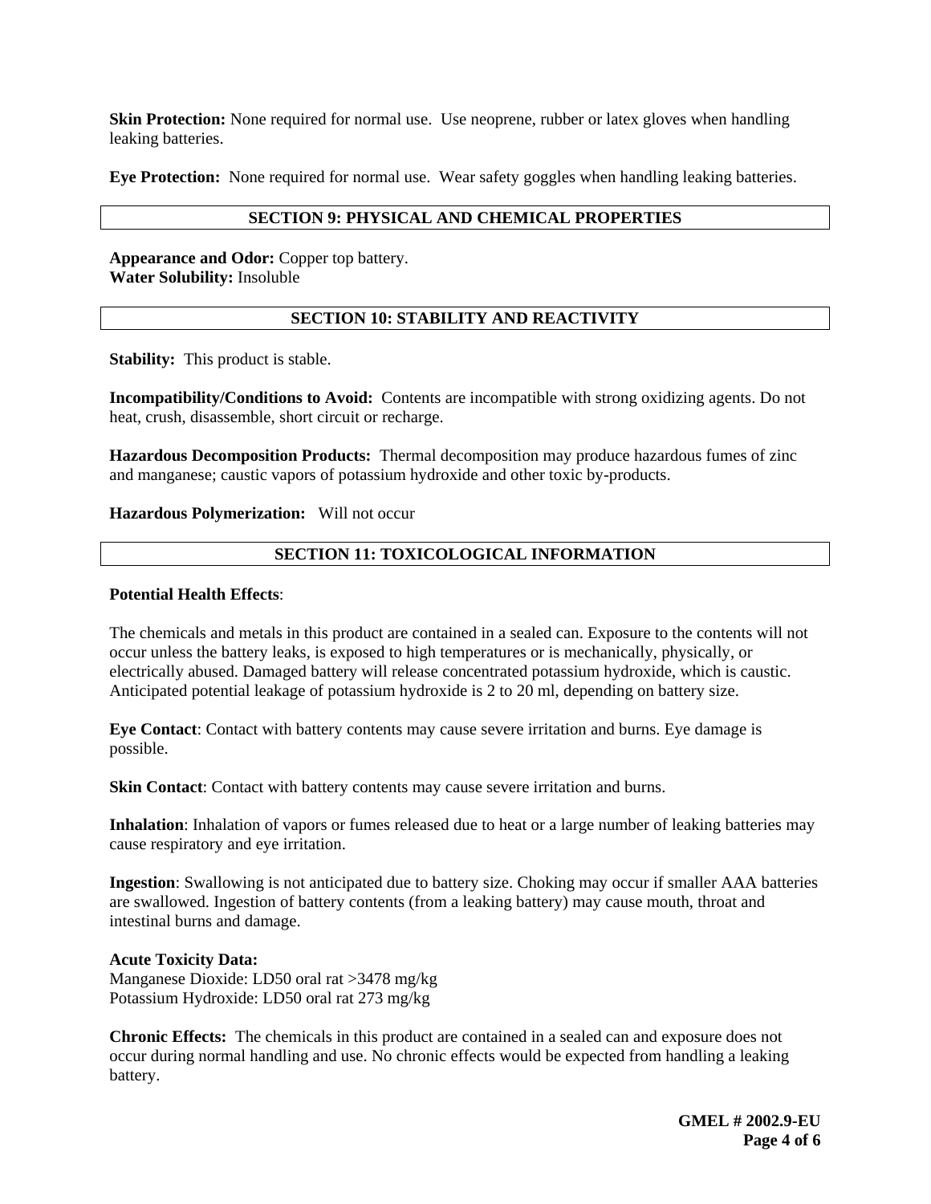**Skin Protection:** None required for normal use. Use neoprene, rubber or latex gloves when handling leaking batteries.

**Eye Protection:** None required for normal use. Wear safety goggles when handling leaking batteries.

## SECTION 9: PHYSICAL AND CHEMICAL PROPERTIES

**Appearance and Odor:** Copper top battery.
**Water Solubility:** Insoluble

## SECTION 10: STABILITY AND REACTIVITY

**Stability:** This product is stable.

**Incompatibility/Conditions to Avoid:** Contents are incompatible with strong oxidizing agents. Do not heat, crush, disassemble, short circuit or recharge.

**Hazardous Decomposition Products:** Thermal decomposition may produce hazardous fumes of zinc and manganese; caustic vapors of potassium hydroxide and other toxic by-products.

**Hazardous Polymerization:** Will not occur

## SECTION 11: TOXICOLOGICAL INFORMATION

**Potential Health Effects**:

The chemicals and metals in this product are contained in a sealed can. Exposure to the contents will not occur unless the battery leaks, is exposed to high temperatures or is mechanically, physically, or electrically abused. Damaged battery will release concentrated potassium hydroxide, which is caustic. Anticipated potential leakage of potassium hydroxide is 2 to 20 ml, depending on battery size.

**Eye Contact**: Contact with battery contents may cause severe irritation and burns. Eye damage is possible.

**Skin Contact**: Contact with battery contents may cause severe irritation and burns.

**Inhalation**: Inhalation of vapors or fumes released due to heat or a large number of leaking batteries may cause respiratory and eye irritation.

**Ingestion**: Swallowing is not anticipated due to battery size. Choking may occur if smaller AAA batteries are swallowed. Ingestion of battery contents (from a leaking battery) may cause mouth, throat and intestinal burns and damage.

**Acute Toxicity Data:**
Manganese Dioxide: LD50 oral rat >3478 mg/kg
Potassium Hydroxide: LD50 oral rat 273 mg/kg

**Chronic Effects:** The chemicals in this product are contained in a sealed can and exposure does not occur during normal handling and use. No chronic effects would be expected from handling a leaking battery.

**GMEL # 2002.9-EU**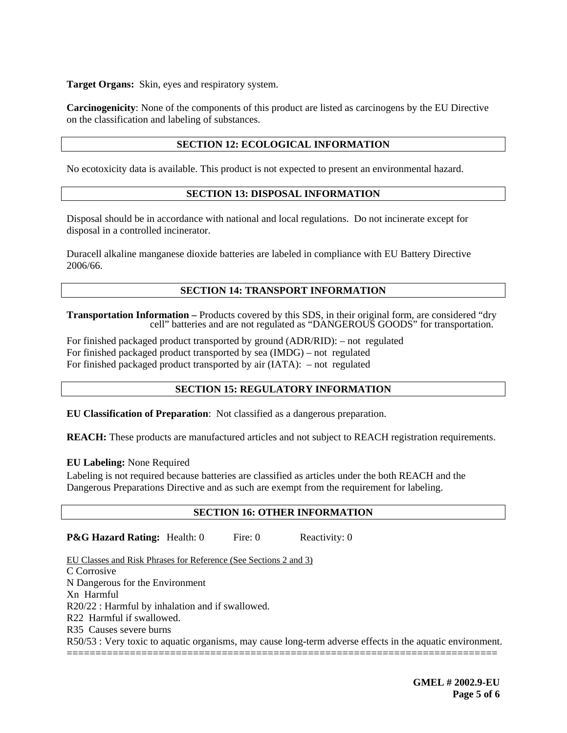**Target Organs:** Skin, eyes and respiratory system.

**Carcinogenicity**: None of the components of this product are listed as carcinogens by the EU Directive on the classification and labeling of substances.

## SECTION 12: ECOLOGICAL INFORMATION

No ecotoxicity data is available. This product is not expected to present an environmental hazard.

## SECTION 13: DISPOSAL INFORMATION

Disposal should be in accordance with national and local regulations. Do not incinerate except for disposal in a controlled incinerator.

Duracell alkaline manganese dioxide batteries are labeled in compliance with EU Battery Directive 2006/66.

## SECTION 14: TRANSPORT INFORMATION

**Transportation Information –** Products covered by this SDS, in their original form, are considered "dry cell" batteries and are not regulated as "DANGEROUS GOODS" for transportation.

For finished packaged product transported by ground (ADR/RID): – not regulated
For finished packaged product transported by sea (IMDG) – not regulated
For finished packaged product transported by air (IATA): – not regulated

## SECTION 15: REGULATORY INFORMATION

**EU Classification of Preparation**: Not classified as a dangerous preparation.

**REACH:** These products are manufactured articles and not subject to REACH registration requirements.

**EU Labeling:** None Required

Labeling is not required because batteries are classified as articles under the both REACH and the Dangerous Preparations Directive and as such are exempt from the requirement for labeling.

## SECTION 16: OTHER INFORMATION

**P&G Hazard Rating:** Health: 0 Fire: 0 Reactivity: 0

EU Classes and Risk Phrases for Reference (See Sections 2 and 3)

C Corrosive
N Dangerous for the Environment
Xn Harmful
R20/22 : Harmful by inhalation and if swallowed.
R22 Harmful if swallowed.
R35 Causes severe burns
R50/53 : Very toxic to aquatic organisms, may cause long-term adverse effects in the aquatic environment.

==========================================================================

**GMEL # 2002.9-EU**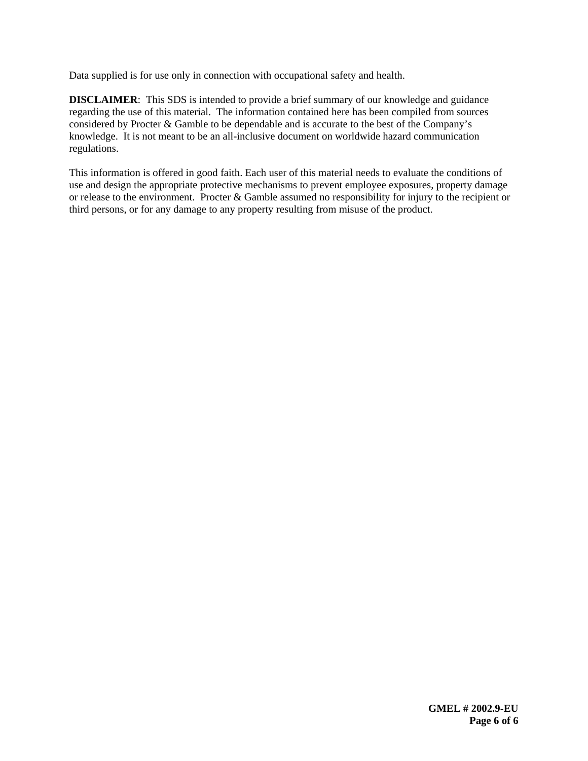Data supplied is for use only in connection with occupational safety and health.

**DISCLAIMER**: This SDS is intended to provide a brief summary of our knowledge and guidance regarding the use of this material. The information contained here has been compiled from sources considered by Procter & Gamble to be dependable and is accurate to the best of the Company's knowledge. It is not meant to be an all-inclusive document on worldwide hazard communication regulations.

This information is offered in good faith. Each user of this material needs to evaluate the conditions of use and design the appropriate protective mechanisms to prevent employee exposures, property damage or release to the environment. Procter & Gamble assumed no responsibility for injury to the recipient or third persons, or for any damage to any property resulting from misuse of the product.